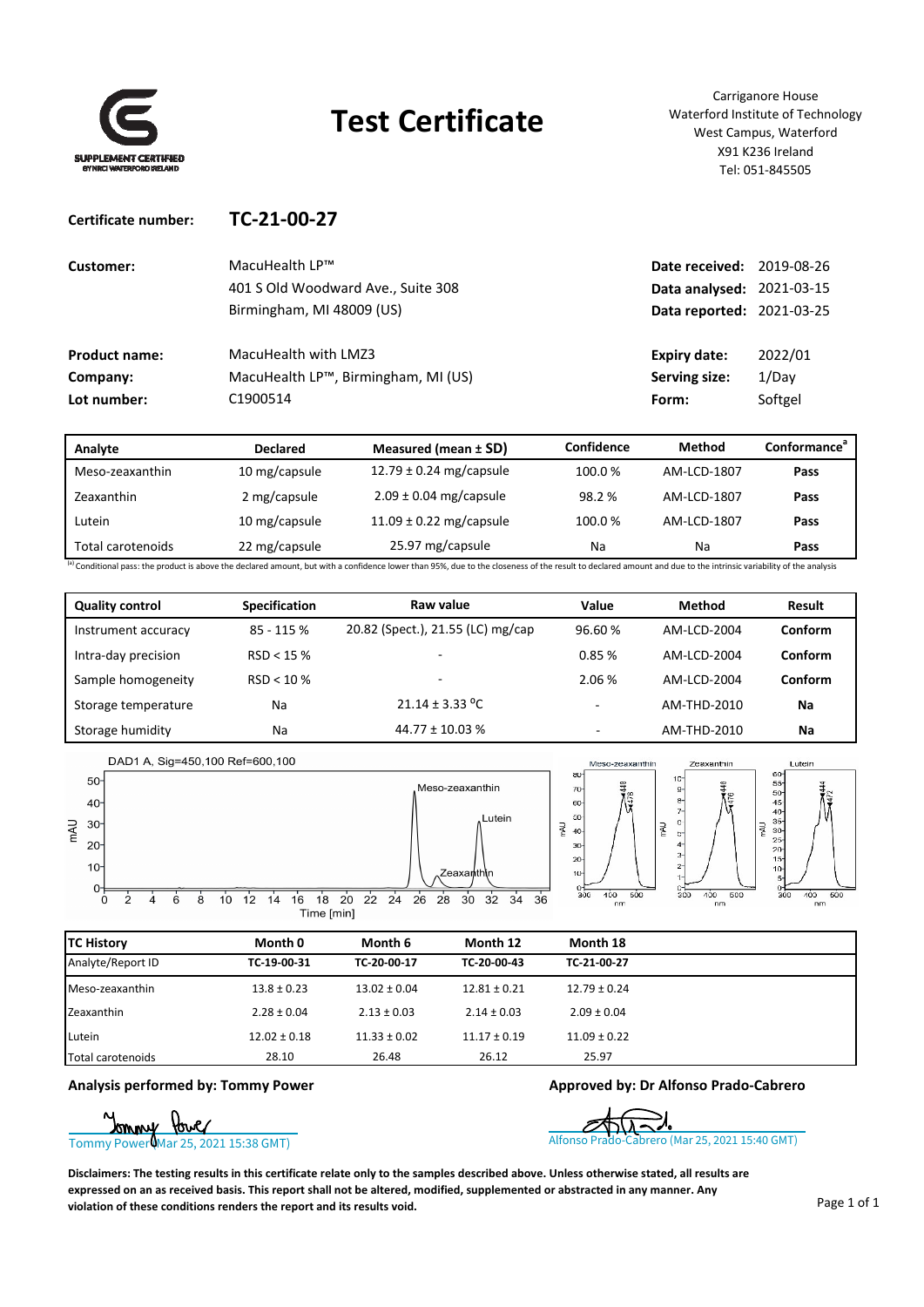SUPPLEMENT CERTIFIED
BY NRCI WATERFORD IRELAND

# Test Certificate

Carriganore House
Waterford Institute of Technology
West Campus, Waterford
X91 K236 Ireland
Tel: 051-845505

**Certificate number:** **TC-21-00-27**

| | | | |
|---|---|---|---|
| **Customer:** | MacuHealth LP™<br>401 S Old Woodward Ave., Suite 308<br>Birmingham, MI 48009 (US) | **Date received:**<br>**Data analysed:**<br>**Data reported:** | 2019-08-26<br>2021-03-15<br>2021-03-25 |
| **Product name:** | MacuHealth with LMZ3 | **Expiry date:** | 2022/01 |
| **Company:** | MacuHealth LP™, Birmingham, MI (US) | **Serving size:** | 1/Day |
| **Lot number:** | C1900514 | **Form:** | Softgel |

| Analyte | Declared | Measured (mean ± SD) | Confidence | Method | Conformance[a] |
|---|---|---|---|---|---|
| Meso-zeaxanthin | 10 mg/capsule | 12.79 ± 0.24 mg/capsule | 100.0 % | AM-LCD-1807 | **Pass** |
| Zeaxanthin | 2 mg/capsule | 2.09 ± 0.04 mg/capsule | 98.2 % | AM-LCD-1807 | **Pass** |
| Lutein | 10 mg/capsule | 11.09 ± 0.22 mg/capsule | 100.0 % | AM-LCD-1807 | **Pass** |
| Total carotenoids | 22 mg/capsule | 25.97 mg/capsule | Na | Na | **Pass** |

[a] Conditional pass: the product is above the declared amount, but with a confidence lower than 95%, due to the closeness of the result to declared amount and due to the intrinsic variability of the analysis

| Quality control | Specification | Raw value | Value | Method | Result |
|---|---|---|---|---|---|
| Instrument accuracy | 85 - 115 % | 20.82 (Spect.), 21.55 (LC) mg/cap | 96.60 % | AM-LCD-2004 | **Conform** |
| Intra-day precision | RSD < 15 % | - | 0.85 % | AM-LCD-2004 | **Conform** |
| Sample homogeneity | RSD < 10 % | - | 2.06 % | AM-LCD-2004 | **Conform** |
| Storage temperature | Na | 21.14 ± 3.33 $^{o}$C | - | AM-THD-2010 | **Na** |
| Storage humidity | Na | 44.77 ± 10.03 % | - | AM-THD-2010 | **Na** |

| TC History | Month 0 | Month 6 | Month 12 | Month 18 |
|---|---|---|---|---|
| Analyte/Report ID | TC-19-00-31 | TC-20-00-17 | TC-20-00-43 | TC-21-00-27 |
| Meso-zeaxanthin | 13.8 ± 0.23 | 13.02 ± 0.04 | 12.81 ± 0.21 | 12.79 ± 0.24 |
| Zeaxanthin | 2.28 ± 0.04 | 2.13 ± 0.03 | 2.14 ± 0.03 | 2.09 ± 0.04 |
| Lutein | 12.02 ± 0.18 | 11.33 ± 0.02 | 11.17 ± 0.19 | 11.09 ± 0.22 |
| Total carotenoids | 28.10 | 26.48 | 26.12 | 25.97 |

**Analysis performed by: Tommy Power**

Tommy Power (Mar 25, 2021 15:38 GMT)

**Approved by: Dr Alfonso Prado-Cabrero**

Alfonso Prado-Cabrero (Mar 25, 2021 15:40 GMT)

**Disclaimers: The testing results in this certificate relate only to the samples described above. Unless otherwise stated, all results are expressed on an as received basis. This report shall not be altered, modified, supplemented or abstracted in any manner. Any violation of these conditions renders the report and its results void.**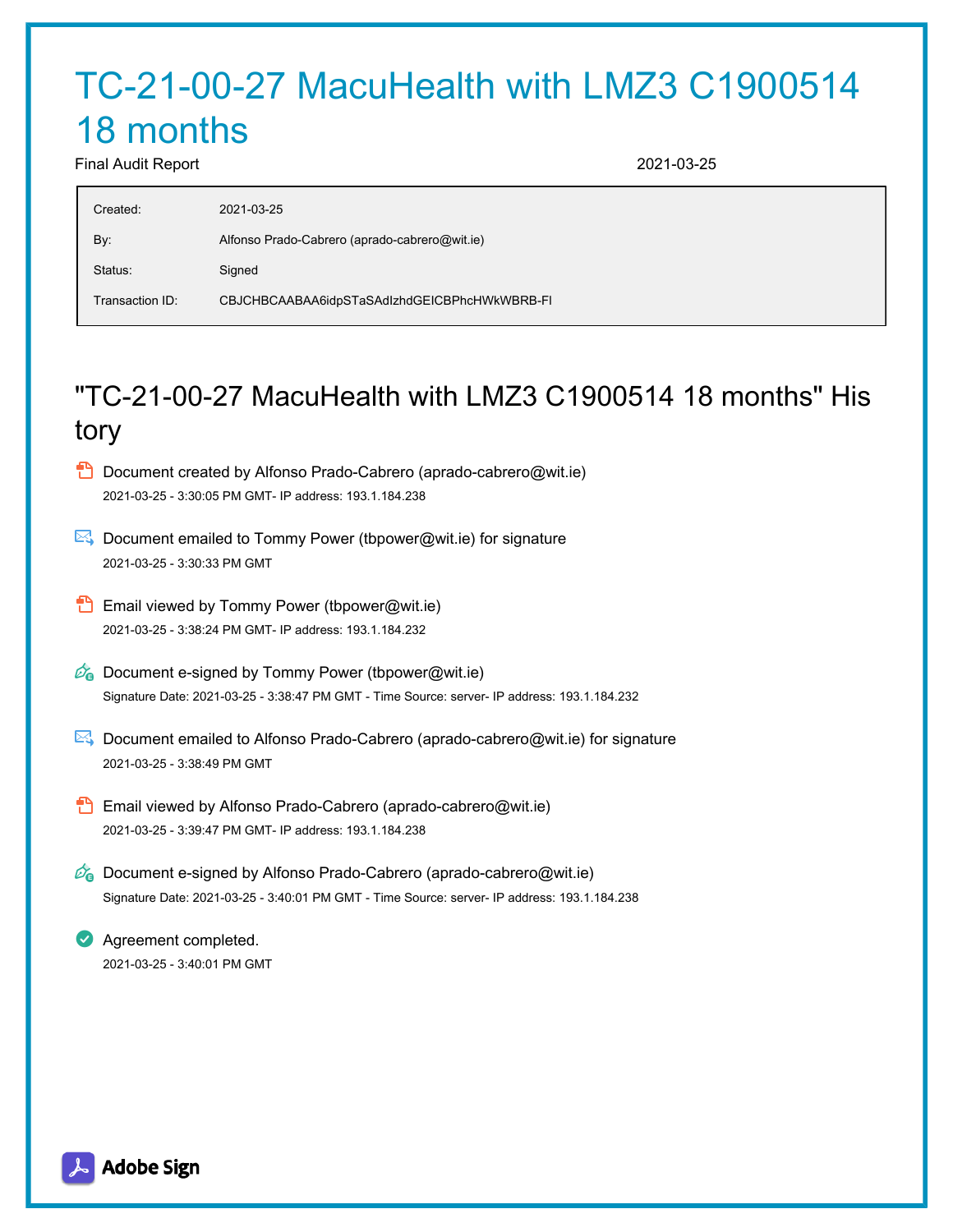# TC-21-00-27 MacuHealth with LMZ3 C1900514 18 months

Final Audit Report 2021-03-25

| | |
|---|---|
| Created: | 2021-03-25 |
| By: | Alfonso Prado-Cabrero (aprado-cabrero@wit.ie) |
| Status: | Signed |
| Transaction ID: | CBJCHBCAABAA6idpSTaSAdIzhdGEICBPhcHWkWBRB-FI |

## "TC-21-00-27 MacuHealth with LMZ3 C1900514 18 months" History

- Document created by Alfonso Prado-Cabrero (aprado-cabrero@wit.ie)
  2021-03-25 - 3:30:05 PM GMT- IP address: 193.1.184.238

- Document emailed to Tommy Power (tbpower@wit.ie) for signature
  2021-03-25 - 3:30:33 PM GMT

- Email viewed by Tommy Power (tbpower@wit.ie)
  2021-03-25 - 3:38:24 PM GMT- IP address: 193.1.184.232

- Document e-signed by Tommy Power (tbpower@wit.ie)
  Signature Date: 2021-03-25 - 3:38:47 PM GMT - Time Source: server- IP address: 193.1.184.232

- Document emailed to Alfonso Prado-Cabrero (aprado-cabrero@wit.ie) for signature
  2021-03-25 - 3:38:49 PM GMT

- Email viewed by Alfonso Prado-Cabrero (aprado-cabrero@wit.ie)
  2021-03-25 - 3:39:47 PM GMT- IP address: 193.1.184.238

- Document e-signed by Alfonso Prado-Cabrero (aprado-cabrero@wit.ie)
  Signature Date: 2021-03-25 - 3:40:01 PM GMT - Time Source: server- IP address: 193.1.184.238

- Agreement completed.
  2021-03-25 - 3:40:01 PM GMT

Adobe Sign